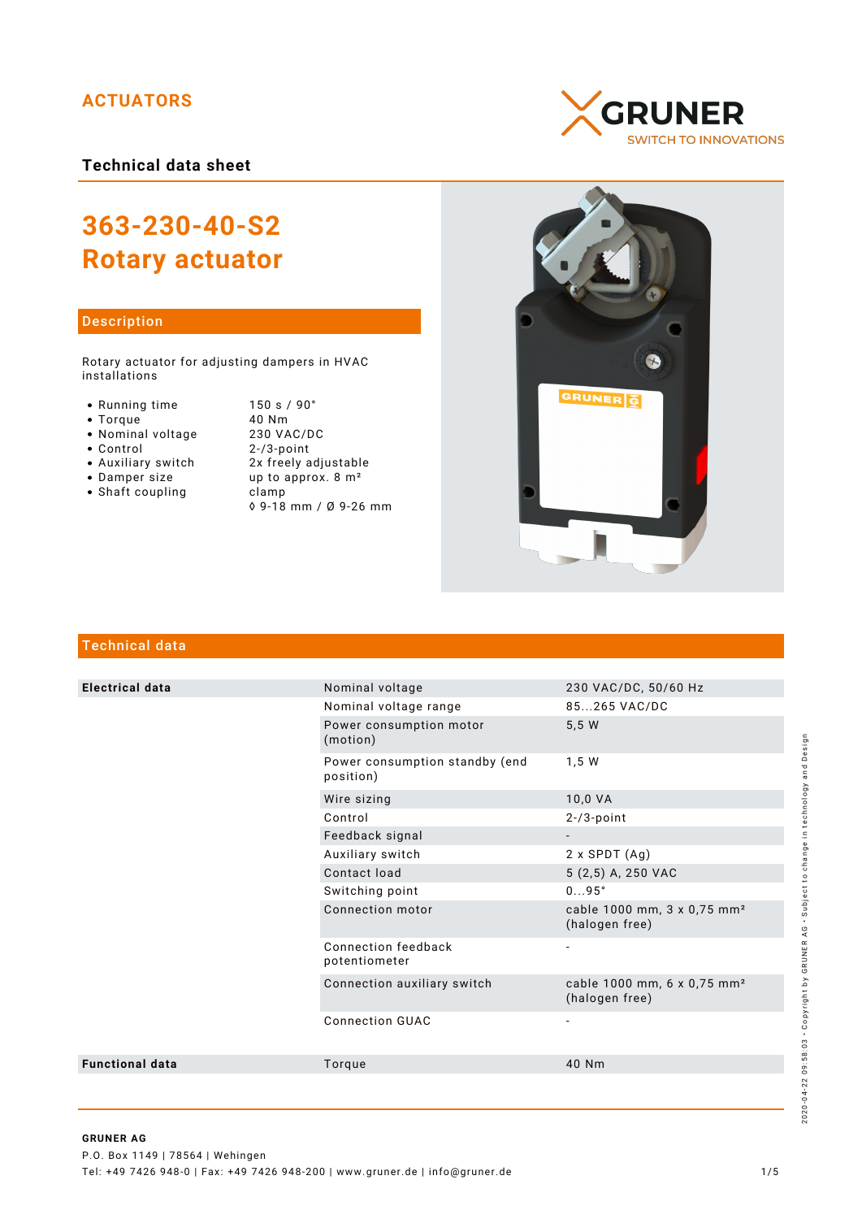ACTUATORS

GRUNER
SWITCH TO INNOVATIONS

**Technical data sheet**

# 363-230-40-S2
# Rotary actuator

## Description

Rotary actuator for adjusting dampers in HVAC installations

- Running time: 150 s / 90°
- Torque: 40 Nm
- Nominal voltage: 230 VAC/DC
- Control: 2-/3-point
- Auxiliary switch: 2x freely adjustable
- Damper size: up to approx. 8 m²
- Shaft coupling: clamp
  ◊ 9-18 mm / Ø 9-26 mm

## Technical data

| | | |
|---|---|---|
| **Electrical data** | Nominal voltage | 230 VAC/DC, 50/60 Hz |
| | Nominal voltage range | 85...265 VAC/DC |
| | Power consumption motor (motion) | 5,5 W |
| | Power consumption standby (end position) | 1,5 W |
| | Wire sizing | 10,0 VA |
| | Control | 2-/3-point |
| | Feedback signal | - |
| | Auxiliary switch | 2 x SPDT (Ag) |
| | Contact load | 5 (2,5) A, 250 VAC |
| | Switching point | 0...95° |
| | Connection motor | cable 1000 mm, 3 x 0,75 mm² (halogen free) |
| | Connection feedback potentiometer | - |
| | Connection auxiliary switch | cable 1000 mm, 6 x 0,75 mm² (halogen free) |
| | Connection GUAC | - |
| **Functional data** | Torque | 40 Nm |

2020-04-22 09:58:03 • Copyright by GRUNER AG • Subject to change in technology and Design

**GRUNER AG**
P.O. Box 1149 | 78564 | Wehingen
Tel: +49 7426 948-0 | Fax: +49 7426 948-200 | www.gruner.de | info@gruner.de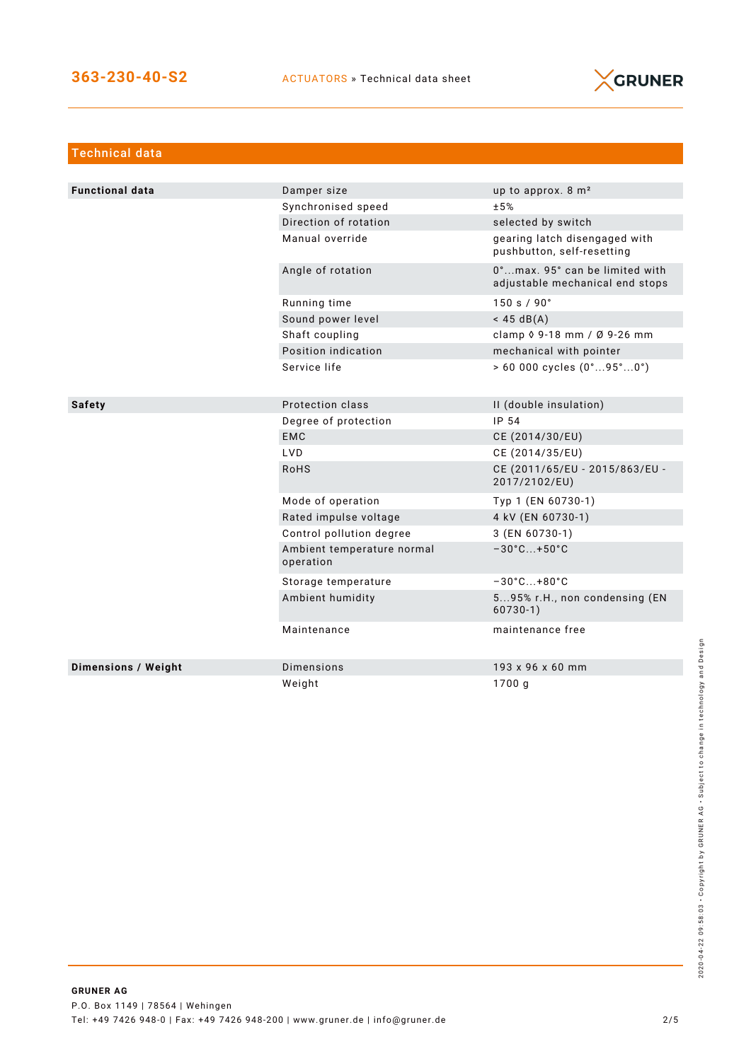## Technical data

| | | |
|---|---|---|
| **Functional data** | Damper size | up to approx. 8 m² |
| | Synchronised speed | ±5% |
| | Direction of rotation | selected by switch |
| | Manual override | gearing latch disengaged with pushbutton, self-resetting |
| | Angle of rotation | 0°...max. 95° can be limited with adjustable mechanical end stops |
| | Running time | 150 s / 90° |
| | Sound power level | < 45 dB(A) |
| | Shaft coupling | clamp ◊ 9-18 mm / Ø 9-26 mm |
| | Position indication | mechanical with pointer |
| | Service life | > 60 000 cycles (0°...95°...0°) |
| **Safety** | Protection class | II (double insulation) |
| | Degree of protection | IP 54 |
| | EMC | CE (2014/30/EU) |
| | LVD | CE (2014/35/EU) |
| | RoHS | CE (2011/65/EU - 2015/863/EU - 2017/2102/EU) |
| | Mode of operation | Typ 1 (EN 60730-1) |
| | Rated impulse voltage | 4 kV (EN 60730-1) |
| | Control pollution degree | 3 (EN 60730-1) |
| | Ambient temperature normal operation | −30°C...+50°C |
| | Storage temperature | −30°C...+80°C |
| | Ambient humidity | 5...95% r.H., non condensing (EN 60730-1) |
| | Maintenance | maintenance free |
| **Dimensions / Weight** | Dimensions | 193 x 96 x 60 mm |
| | Weight | 1700 g |

2020-04-22 09:58:03 · Copyright by GRUNER AG · Subject to change in technology and Design

**GRUNER AG**
P.O. Box 1149 | 78564 | Wehingen
Tel: +49 7426 948-0 | Fax: +49 7426 948-200 | www.gruner.de | info@gruner.de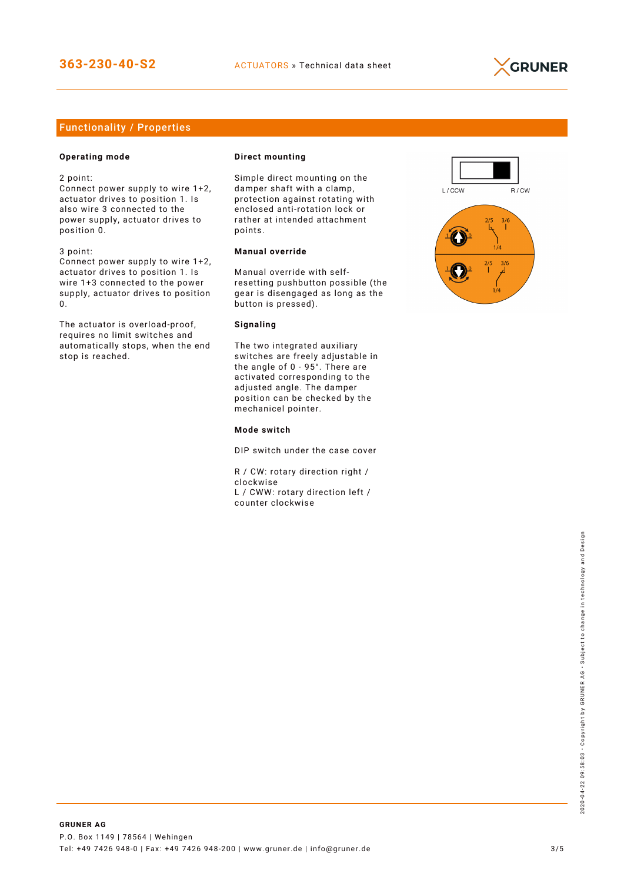## Functionality / Properties

### Operating mode

2 point:
Connect power supply to wire 1+2, actuator drives to position 1. Is also wire 3 connected to the power supply, actuator drives to position 0.

3 point:
Connect power supply to wire 1+2, actuator drives to position 1. Is wire 1+3 connected to the power supply, actuator drives to position 0.

The actuator is overload-proof, requires no limit switches and automatically stops, when the end stop is reached.

### Direct mounting

Simple direct mounting on the damper shaft with a clamp, protection against rotating with enclosed anti-rotation lock or rather at intended attachment points.

### Manual override

Manual override with self-resetting pushbutton possible (the gear is disengaged as long as the button is pressed).

### Signaling

The two integrated auxiliary switches are freely adjustable in the angle of 0 - 95°. There are activated corresponding to the adjusted angle. The damper position can be checked by the mechanicel pointer.

### Mode switch

DIP switch under the case cover

R / CW: rotary direction right / clockwise
L / CWW: rotary direction left / counter clockwise

L / CCW R / CW

2/5 3/6 1/4

2/5 3/6 1/4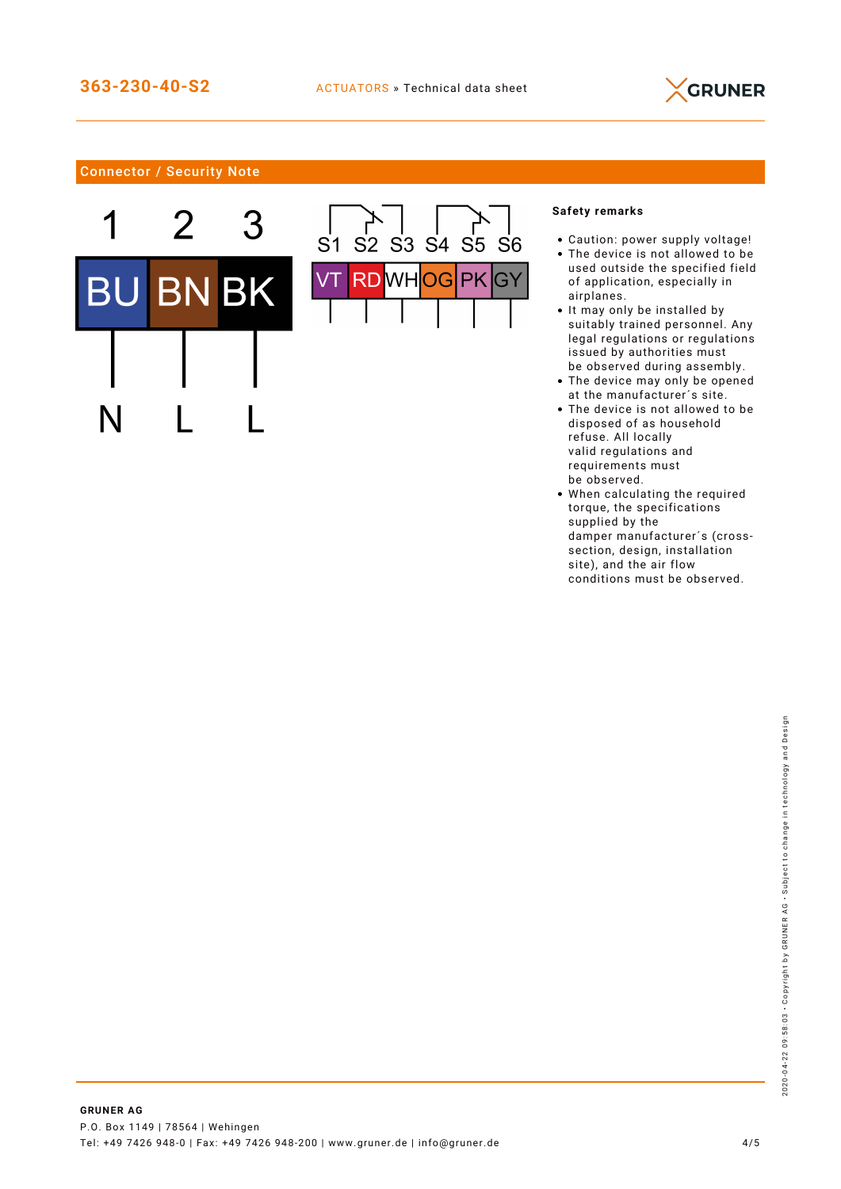## Connector / Security Note

| 1 | 2 | 3 |
|---|---|---|
| BU | BN | BK |
| N | L | L |

| S1 | S2 | S3 | S4 | S5 | S6 |
|---|---|---|---|---|---|
| VT | RD | WH | OG | PK | GY |

**Safety remarks**

- Caution: power supply voltage!
- The device is not allowed to be used outside the specified field of application, especially in airplanes.
- It may only be installed by suitably trained personnel. Any legal regulations or regulations issued by authorities must be observed during assembly.
- The device may only be opened at the manufacturer´s site.
- The device is not allowed to be disposed of as household refuse. All locally valid regulations and requirements must be observed.
- When calculating the required torque, the specifications supplied by the damper manufacturer´s (cross-section, design, installation site), and the air flow conditions must be observed.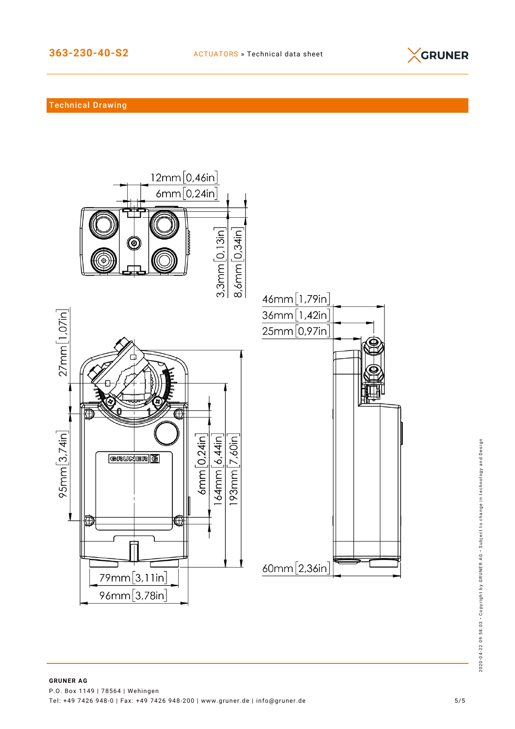## Technical Drawing

12mm [0,46in]
6mm [0,24in]
3,3mm [0,13in]
8,6mm [0,34in]
46mm [1,79in]
36mm [1,42in]
25mm [0,97in]
27mm [1,07in]
95mm [3,74in]
6mm [0,24in]
164mm [6,44in]
193mm [7,60in]
60mm [2,36in]
79mm [3,11in]
96mm [3,78in]

**GRUNER AG**
P.O. Box 1149 | 78564 | Wehingen
Tel: +49 7426 948-0 | Fax: +49 7426 948-200 | www.gruner.de | info@gruner.de